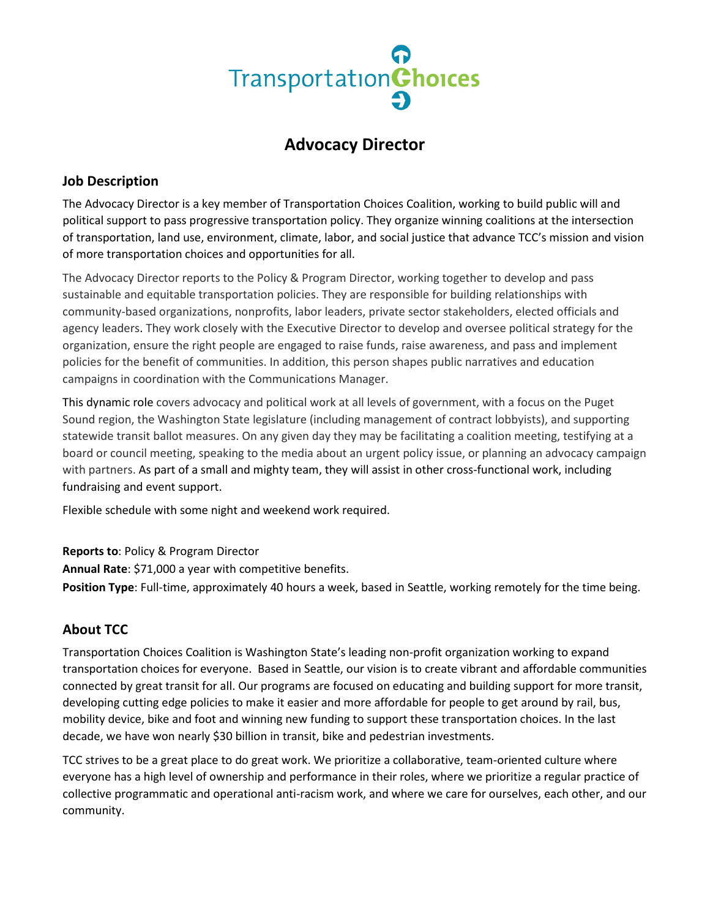# Advocacy Director

## Job Description

The Advocacy Director is a key member of Transportation Choices Coalition, working to build public will and political support to pass progressive transportation policy. They organize winning coalitions at the intersection of transportation, land use, environment, climate, labor, and social justice that advance TCC's mission and vision of more transportation choices and opportunities for all.

The Advocacy Director reports to the Policy & Program Director, working together to develop and pass sustainable and equitable transportation policies. They are responsible for building relationships with community-based organizations, nonprofits, labor leaders, private sector stakeholders, elected officials and agency leaders. They work closely with the Executive Director to develop and oversee political strategy for the organization, ensure the right people are engaged to raise funds, raise awareness, and pass and implement policies for the benefit of communities. In addition, this person shapes public narratives and education campaigns in coordination with the Communications Manager.

This dynamic role covers advocacy and political work at all levels of government, with a focus on the Puget Sound region, the Washington State legislature (including management of contract lobbyists), and supporting statewide transit ballot measures. On any given day they may be facilitating a coalition meeting, testifying at a board or council meeting, speaking to the media about an urgent policy issue, or planning an advocacy campaign with partners. As part of a small and mighty team, they will assist in other cross-functional work, including fundraising and event support.

Flexible schedule with some night and weekend work required.

**Reports to**: Policy & Program Director
**Annual Rate**: $71,000 a year with competitive benefits.
**Position Type**: Full-time, approximately 40 hours a week, based in Seattle, working remotely for the time being.

## About TCC

Transportation Choices Coalition is Washington State's leading non-profit organization working to expand transportation choices for everyone. Based in Seattle, our vision is to create vibrant and affordable communities connected by great transit for all. Our programs are focused on educating and building support for more transit, developing cutting edge policies to make it easier and more affordable for people to get around by rail, bus, mobility device, bike and foot and winning new funding to support these transportation choices. In the last decade, we have won nearly $30 billion in transit, bike and pedestrian investments.

TCC strives to be a great place to do great work. We prioritize a collaborative, team-oriented culture where everyone has a high level of ownership and performance in their roles, where we prioritize a regular practice of collective programmatic and operational anti-racism work, and where we care for ourselves, each other, and our community.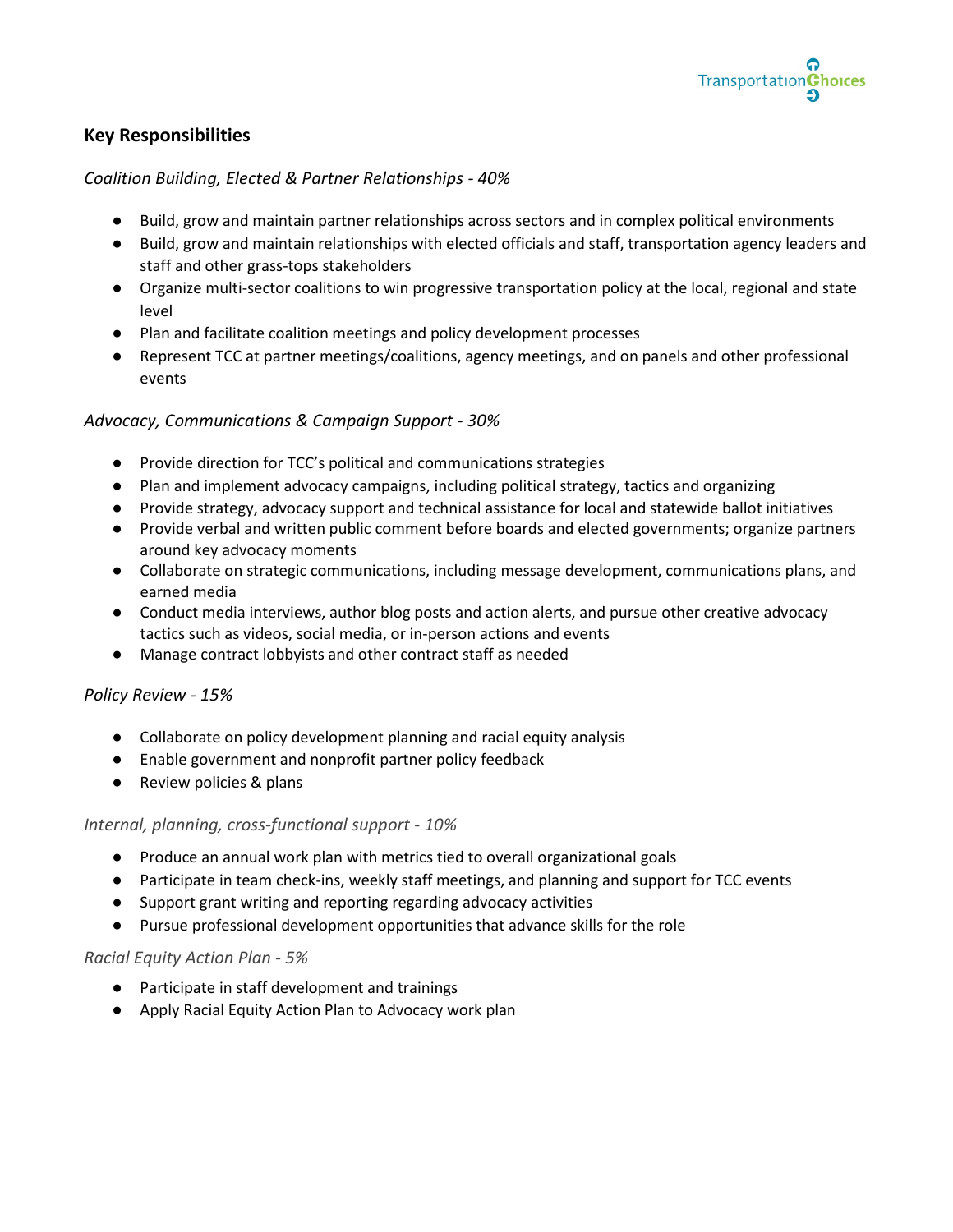## Key Responsibilities

*Coalition Building, Elected & Partner Relationships - 40%*

- Build, grow and maintain partner relationships across sectors and in complex political environments
- Build, grow and maintain relationships with elected officials and staff, transportation agency leaders and staff and other grass-tops stakeholders
- Organize multi-sector coalitions to win progressive transportation policy at the local, regional and state level
- Plan and facilitate coalition meetings and policy development processes
- Represent TCC at partner meetings/coalitions, agency meetings, and on panels and other professional events

*Advocacy, Communications & Campaign Support - 30%*

- Provide direction for TCC's political and communications strategies
- Plan and implement advocacy campaigns, including political strategy, tactics and organizing
- Provide strategy, advocacy support and technical assistance for local and statewide ballot initiatives
- Provide verbal and written public comment before boards and elected governments; organize partners around key advocacy moments
- Collaborate on strategic communications, including message development, communications plans, and earned media
- Conduct media interviews, author blog posts and action alerts, and pursue other creative advocacy tactics such as videos, social media, or in-person actions and events
- Manage contract lobbyists and other contract staff as needed

*Policy Review - 15%*

- Collaborate on policy development planning and racial equity analysis
- Enable government and nonprofit partner policy feedback
- Review policies & plans

*Internal, planning, cross-functional support - 10%*

- Produce an annual work plan with metrics tied to overall organizational goals
- Participate in team check-ins, weekly staff meetings, and planning and support for TCC events
- Support grant writing and reporting regarding advocacy activities
- Pursue professional development opportunities that advance skills for the role

*Racial Equity Action Plan - 5%*

- Participate in staff development and trainings
- Apply Racial Equity Action Plan to Advocacy work plan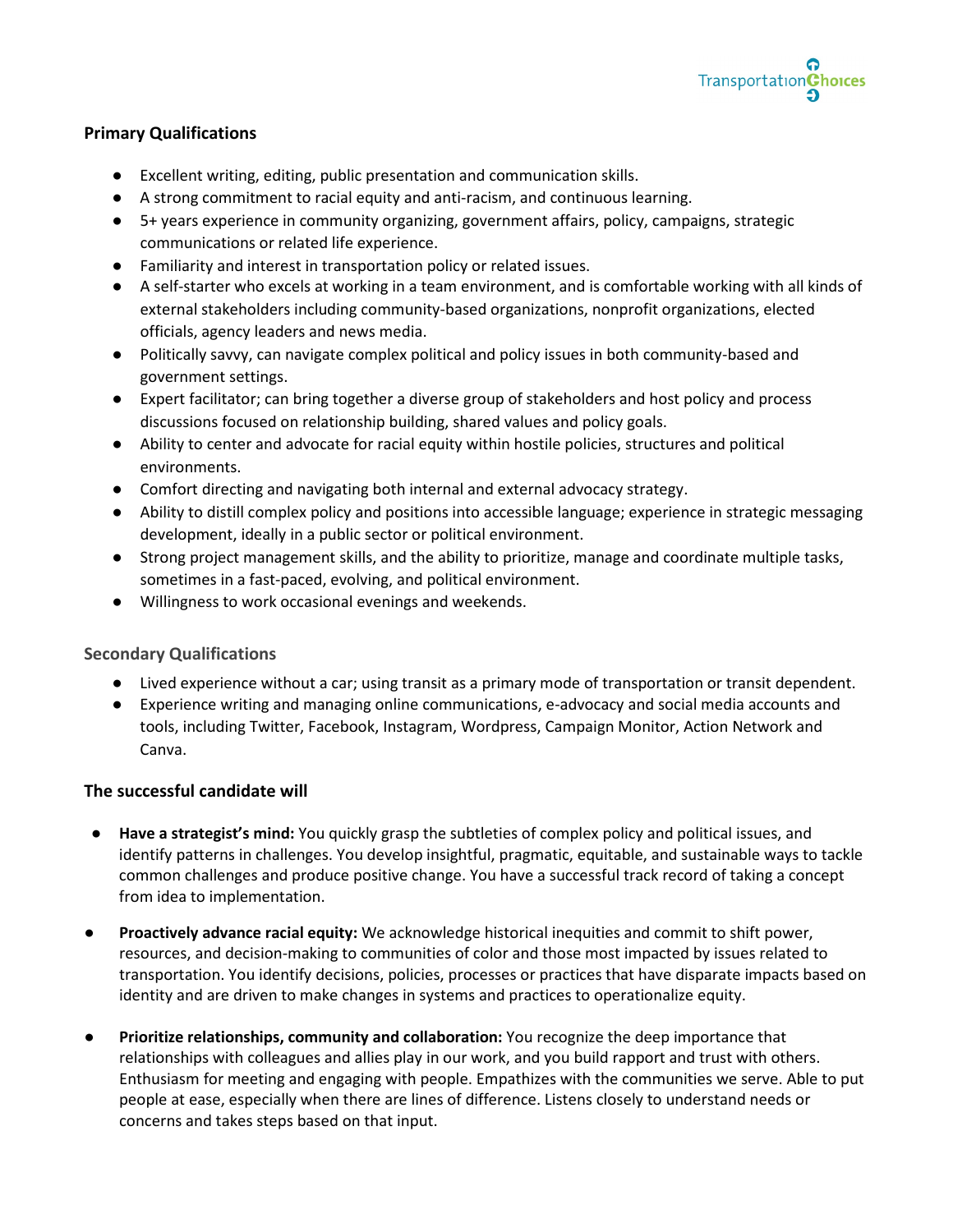### Primary Qualifications

- Excellent writing, editing, public presentation and communication skills.
- A strong commitment to racial equity and anti-racism, and continuous learning.
- 5+ years experience in community organizing, government affairs, policy, campaigns, strategic communications or related life experience.
- Familiarity and interest in transportation policy or related issues.
- A self-starter who excels at working in a team environment, and is comfortable working with all kinds of external stakeholders including community-based organizations, nonprofit organizations, elected officials, agency leaders and news media.
- Politically savvy, can navigate complex political and policy issues in both community-based and government settings.
- Expert facilitator; can bring together a diverse group of stakeholders and host policy and process discussions focused on relationship building, shared values and policy goals.
- Ability to center and advocate for racial equity within hostile policies, structures and political environments.
- Comfort directing and navigating both internal and external advocacy strategy.
- Ability to distill complex policy and positions into accessible language; experience in strategic messaging development, ideally in a public sector or political environment.
- Strong project management skills, and the ability to prioritize, manage and coordinate multiple tasks, sometimes in a fast-paced, evolving, and political environment.
- Willingness to work occasional evenings and weekends.

### Secondary Qualifications

- Lived experience without a car; using transit as a primary mode of transportation or transit dependent.
- Experience writing and managing online communications, e-advocacy and social media accounts and tools, including Twitter, Facebook, Instagram, Wordpress, Campaign Monitor, Action Network and Canva.

### The successful candidate will

- **Have a strategist's mind:** You quickly grasp the subtleties of complex policy and political issues, and identify patterns in challenges. You develop insightful, pragmatic, equitable, and sustainable ways to tackle common challenges and produce positive change. You have a successful track record of taking a concept from idea to implementation.
- **Proactively advance racial equity:** We acknowledge historical inequities and commit to shift power, resources, and decision-making to communities of color and those most impacted by issues related to transportation. You identify decisions, policies, processes or practices that have disparate impacts based on identity and are driven to make changes in systems and practices to operationalize equity.
- **Prioritize relationships, community and collaboration:** You recognize the deep importance that relationships with colleagues and allies play in our work, and you build rapport and trust with others. Enthusiasm for meeting and engaging with people. Empathizes with the communities we serve. Able to put people at ease, especially when there are lines of difference. Listens closely to understand needs or concerns and takes steps based on that input.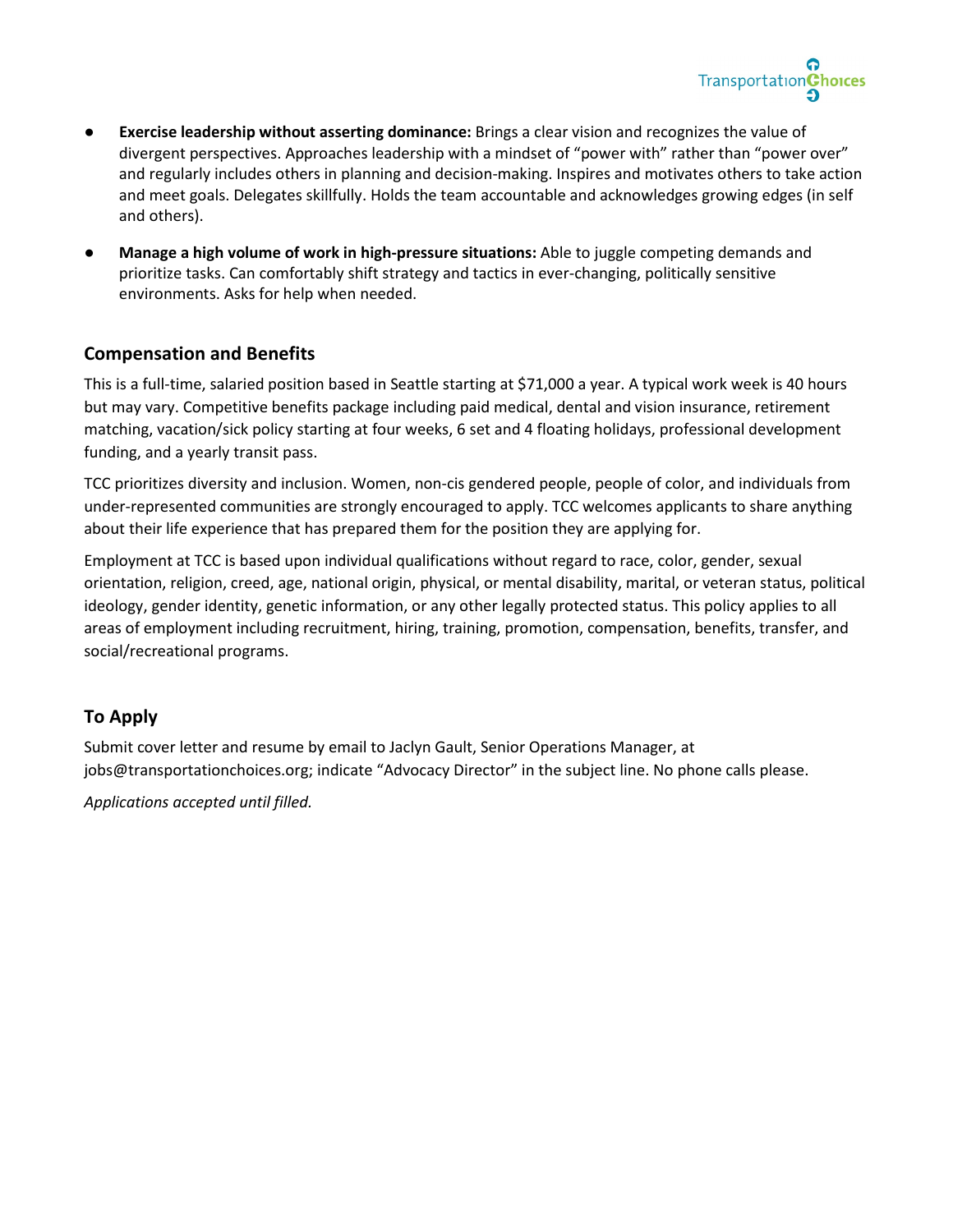- **Exercise leadership without asserting dominance:** Brings a clear vision and recognizes the value of divergent perspectives. Approaches leadership with a mindset of "power with" rather than "power over" and regularly includes others in planning and decision-making. Inspires and motivates others to take action and meet goals. Delegates skillfully. Holds the team accountable and acknowledges growing edges (in self and others).
- **Manage a high volume of work in high-pressure situations:** Able to juggle competing demands and prioritize tasks. Can comfortably shift strategy and tactics in ever-changing, politically sensitive environments. Asks for help when needed.

## Compensation and Benefits

This is a full-time, salaried position based in Seattle starting at $71,000 a year. A typical work week is 40 hours but may vary. Competitive benefits package including paid medical, dental and vision insurance, retirement matching, vacation/sick policy starting at four weeks, 6 set and 4 floating holidays, professional development funding, and a yearly transit pass.

TCC prioritizes diversity and inclusion. Women, non-cis gendered people, people of color, and individuals from under-represented communities are strongly encouraged to apply. TCC welcomes applicants to share anything about their life experience that has prepared them for the position they are applying for.

Employment at TCC is based upon individual qualifications without regard to race, color, gender, sexual orientation, religion, creed, age, national origin, physical, or mental disability, marital, or veteran status, political ideology, gender identity, genetic information, or any other legally protected status. This policy applies to all areas of employment including recruitment, hiring, training, promotion, compensation, benefits, transfer, and social/recreational programs.

## To Apply

Submit cover letter and resume by email to Jaclyn Gault, Senior Operations Manager, at jobs@transportationchoices.org; indicate "Advocacy Director" in the subject line. No phone calls please.

*Applications accepted until filled.*